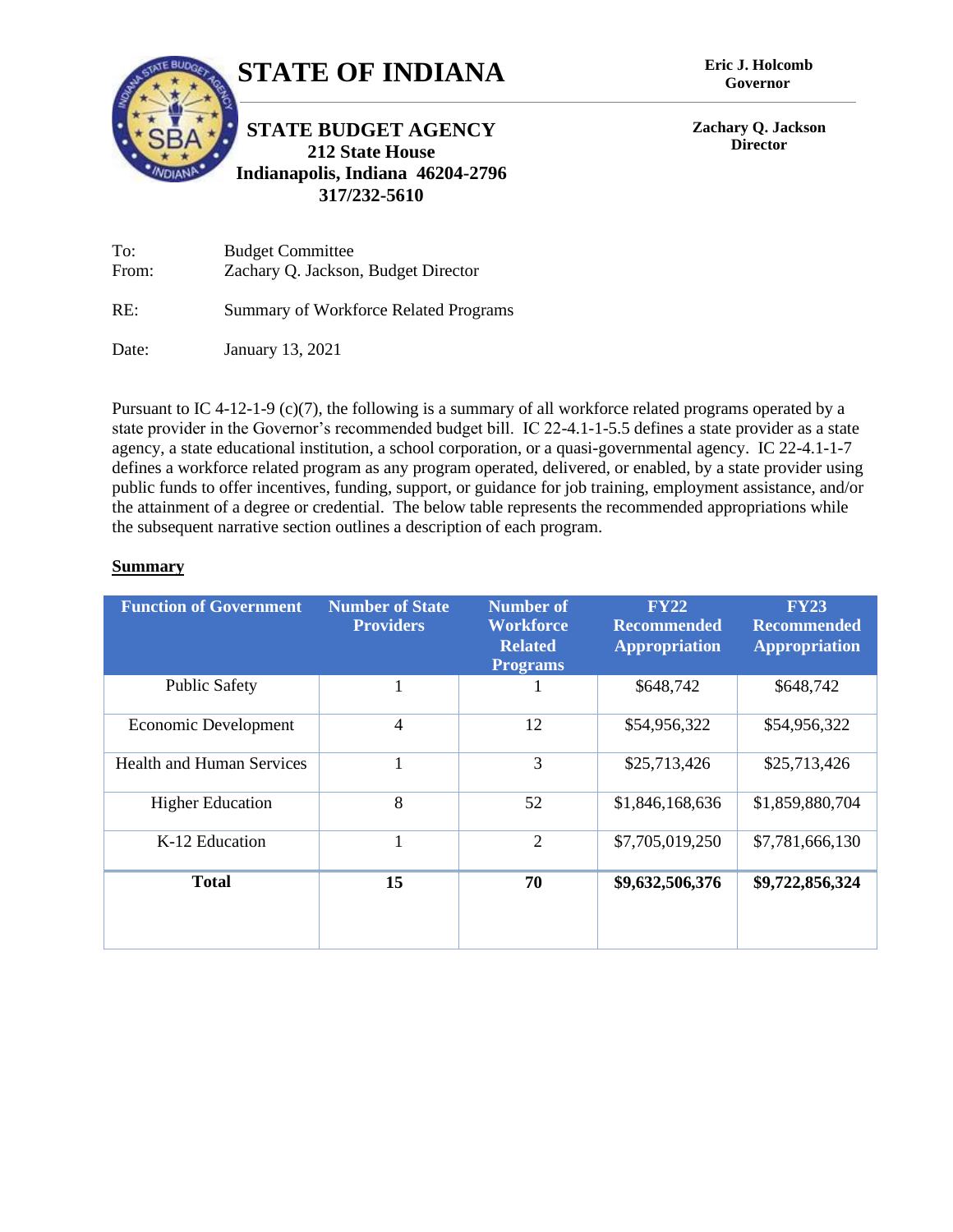# STATE OF INDIANA

**Eric J. Holcomb**
**Governor**

## STATE BUDGET AGENCY

**212 State House**
**Indianapolis, Indiana 46204-2796**
**317/232-5610**

**Zachary Q. Jackson**
**Director**

To: Budget Committee
From: Zachary Q. Jackson, Budget Director

RE: Summary of Workforce Related Programs

Date: January 13, 2021

Pursuant to IC 4-12-1-9 (c)(7), the following is a summary of all workforce related programs operated by a state provider in the Governor's recommended budget bill. IC 22-4.1-1-5.5 defines a state provider as a state agency, a state educational institution, a school corporation, or a quasi-governmental agency. IC 22-4.1-1-7 defines a workforce related program as any program operated, delivered, or enabled, by a state provider using public funds to offer incentives, funding, support, or guidance for job training, employment assistance, and/or the attainment of a degree or credential. The below table represents the recommended appropriations while the subsequent narrative section outlines a description of each program.

**Summary**

| Function of Government | Number of State Providers | Number of Workforce Related Programs | FY22 Recommended Appropriation | FY23 Recommended Appropriation |
|---|---|---|---|---|
| Public Safety | 1 | 1 | $648,742 | $648,742 |
| Economic Development | 4 | 12 | $54,956,322 | $54,956,322 |
| Health and Human Services | 1 | 3 | $25,713,426 | $25,713,426 |
| Higher Education | 8 | 52 | $1,846,168,636 | $1,859,880,704 |
| K-12 Education | 1 | 2 | $7,705,019,250 | $7,781,666,130 |
| **Total** | **15** | **70** | **$9,632,506,376** | **$9,722,856,324** |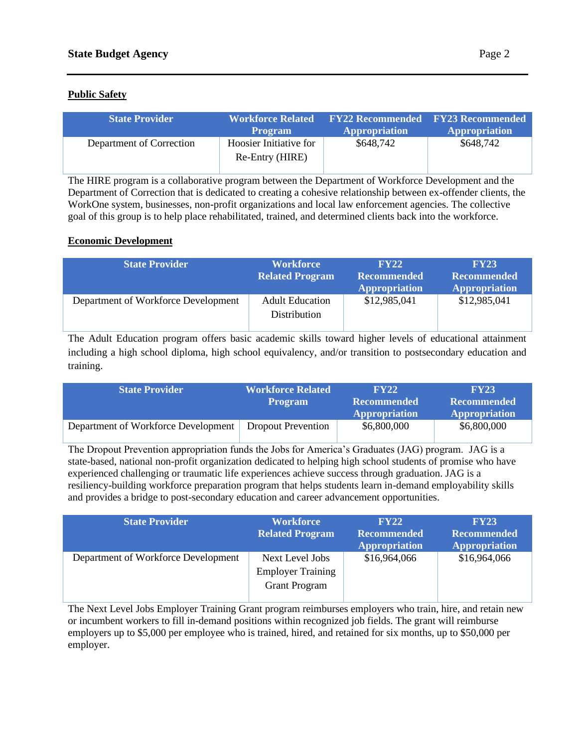**Public Safety**

| State Provider | Workforce Related Program | FY22 Recommended Appropriation | FY23 Recommended Appropriation |
|---|---|---|---|
| Department of Correction | Hoosier Initiative for Re-Entry (HIRE) | $648,742 | $648,742 |

The HIRE program is a collaborative program between the Department of Workforce Development and the Department of Correction that is dedicated to creating a cohesive relationship between ex-offender clients, the WorkOne system, businesses, non-profit organizations and local law enforcement agencies. The collective goal of this group is to help place rehabilitated, trained, and determined clients back into the workforce.

**Economic Development**

| State Provider | Workforce Related Program | FY22 Recommended Appropriation | FY23 Recommended Appropriation |
|---|---|---|---|
| Department of Workforce Development | Adult Education Distribution | $12,985,041 | $12,985,041 |

The Adult Education program offers basic academic skills toward higher levels of educational attainment including a high school diploma, high school equivalency, and/or transition to postsecondary education and training.

| State Provider | Workforce Related Program | FY22 Recommended Appropriation | FY23 Recommended Appropriation |
|---|---|---|---|
| Department of Workforce Development | Dropout Prevention | $6,800,000 | $6,800,000 |

The Dropout Prevention appropriation funds the Jobs for America's Graduates (JAG) program. JAG is a state-based, national non-profit organization dedicated to helping high school students of promise who have experienced challenging or traumatic life experiences achieve success through graduation. JAG is a resiliency-building workforce preparation program that helps students learn in-demand employability skills and provides a bridge to post-secondary education and career advancement opportunities.

| State Provider | Workforce Related Program | FY22 Recommended Appropriation | FY23 Recommended Appropriation |
|---|---|---|---|
| Department of Workforce Development | Next Level Jobs Employer Training Grant Program | $16,964,066 | $16,964,066 |

The Next Level Jobs Employer Training Grant program reimburses employers who train, hire, and retain new or incumbent workers to fill in-demand positions within recognized job fields. The grant will reimburse employers up to $5,000 per employee who is trained, hired, and retained for six months, up to $50,000 per employer.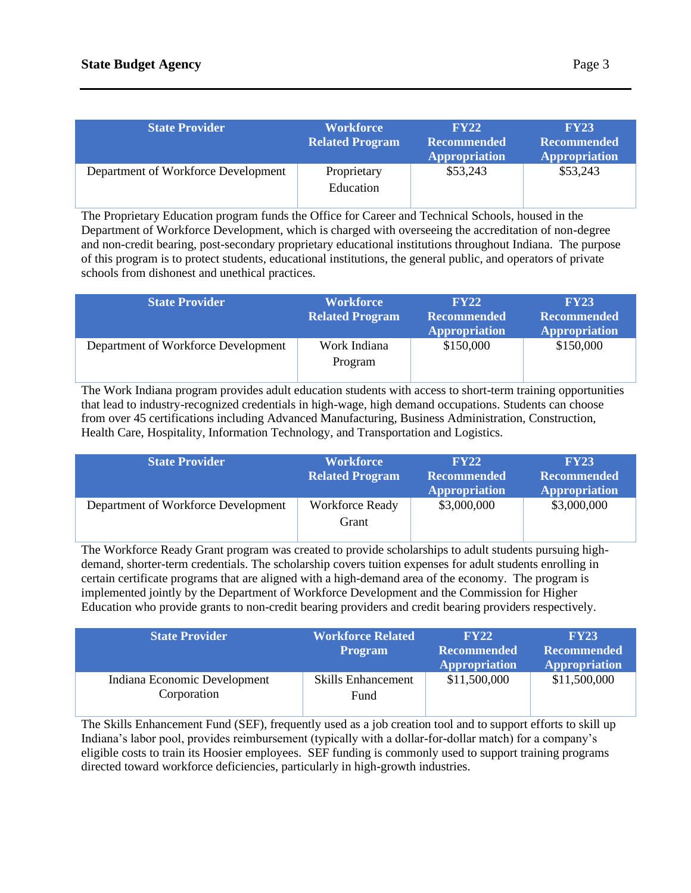| State Provider | Workforce Related Program | FY22 Recommended Appropriation | FY23 Recommended Appropriation |
|---|---|---|---|
| Department of Workforce Development | Proprietary Education | $53,243 | $53,243 |

The Proprietary Education program funds the Office for Career and Technical Schools, housed in the Department of Workforce Development, which is charged with overseeing the accreditation of non-degree and non-credit bearing, post-secondary proprietary educational institutions throughout Indiana. The purpose of this program is to protect students, educational institutions, the general public, and operators of private schools from dishonest and unethical practices.

| State Provider | Workforce Related Program | FY22 Recommended Appropriation | FY23 Recommended Appropriation |
|---|---|---|---|
| Department of Workforce Development | Work Indiana Program | $150,000 | $150,000 |

The Work Indiana program provides adult education students with access to short-term training opportunities that lead to industry-recognized credentials in high-wage, high demand occupations. Students can choose from over 45 certifications including Advanced Manufacturing, Business Administration, Construction, Health Care, Hospitality, Information Technology, and Transportation and Logistics.

| State Provider | Workforce Related Program | FY22 Recommended Appropriation | FY23 Recommended Appropriation |
|---|---|---|---|
| Department of Workforce Development | Workforce Ready Grant | $3,000,000 | $3,000,000 |

The Workforce Ready Grant program was created to provide scholarships to adult students pursuing high-demand, shorter-term credentials. The scholarship covers tuition expenses for adult students enrolling in certain certificate programs that are aligned with a high-demand area of the economy. The program is implemented jointly by the Department of Workforce Development and the Commission for Higher Education who provide grants to non-credit bearing providers and credit bearing providers respectively.

| State Provider | Workforce Related Program | FY22 Recommended Appropriation | FY23 Recommended Appropriation |
|---|---|---|---|
| Indiana Economic Development Corporation | Skills Enhancement Fund | $11,500,000 | $11,500,000 |

The Skills Enhancement Fund (SEF), frequently used as a job creation tool and to support efforts to skill up Indiana's labor pool, provides reimbursement (typically with a dollar-for-dollar match) for a company's eligible costs to train its Hoosier employees. SEF funding is commonly used to support training programs directed toward workforce deficiencies, particularly in high-growth industries.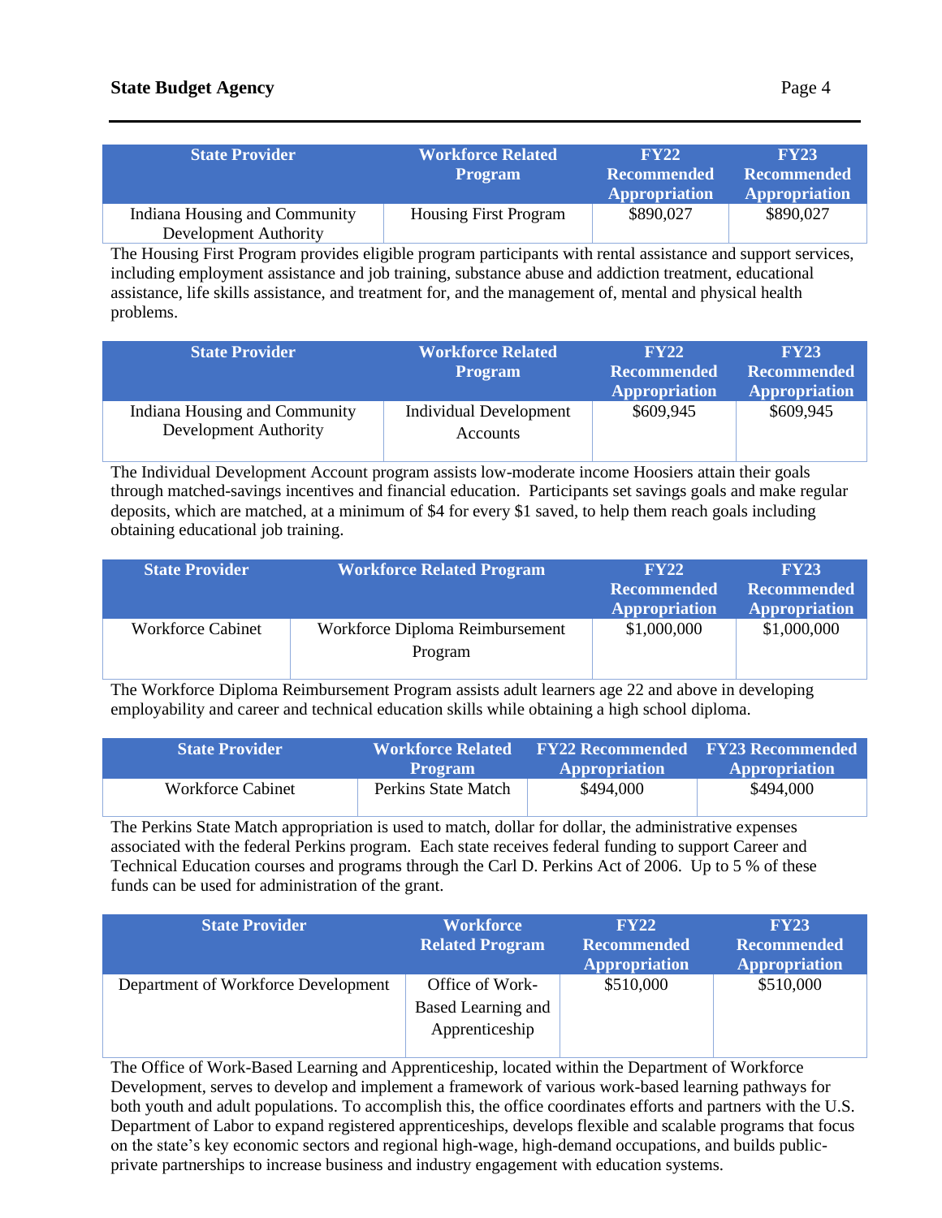| State Provider | Workforce Related Program | FY22 Recommended Appropriation | FY23 Recommended Appropriation |
|---|---|---|---|
| Indiana Housing and Community Development Authority | Housing First Program | $890,027 | $890,027 |

The Housing First Program provides eligible program participants with rental assistance and support services, including employment assistance and job training, substance abuse and addiction treatment, educational assistance, life skills assistance, and treatment for, and the management of, mental and physical health problems.

| State Provider | Workforce Related Program | FY22 Recommended Appropriation | FY23 Recommended Appropriation |
|---|---|---|---|
| Indiana Housing and Community Development Authority | Individual Development Accounts | $609,945 | $609,945 |

The Individual Development Account program assists low-moderate income Hoosiers attain their goals through matched-savings incentives and financial education. Participants set savings goals and make regular deposits, which are matched, at a minimum of $4 for every $1 saved, to help them reach goals including obtaining educational job training.

| State Provider | Workforce Related Program | FY22 Recommended Appropriation | FY23 Recommended Appropriation |
|---|---|---|---|
| Workforce Cabinet | Workforce Diploma Reimbursement Program | $1,000,000 | $1,000,000 |

The Workforce Diploma Reimbursement Program assists adult learners age 22 and above in developing employability and career and technical education skills while obtaining a high school diploma.

| State Provider | Workforce Related Program | FY22 Recommended Appropriation | FY23 Recommended Appropriation |
|---|---|---|---|
| Workforce Cabinet | Perkins State Match | $494,000 | $494,000 |

The Perkins State Match appropriation is used to match, dollar for dollar, the administrative expenses associated with the federal Perkins program. Each state receives federal funding to support Career and Technical Education courses and programs through the Carl D. Perkins Act of 2006. Up to 5 % of these funds can be used for administration of the grant.

| State Provider | Workforce Related Program | FY22 Recommended Appropriation | FY23 Recommended Appropriation |
|---|---|---|---|
| Department of Workforce Development | Office of Work-Based Learning and Apprenticeship | $510,000 | $510,000 |

The Office of Work-Based Learning and Apprenticeship, located within the Department of Workforce Development, serves to develop and implement a framework of various work-based learning pathways for both youth and adult populations. To accomplish this, the office coordinates efforts and partners with the U.S. Department of Labor to expand registered apprenticeships, develops flexible and scalable programs that focus on the state's key economic sectors and regional high-wage, high-demand occupations, and builds public-private partnerships to increase business and industry engagement with education systems.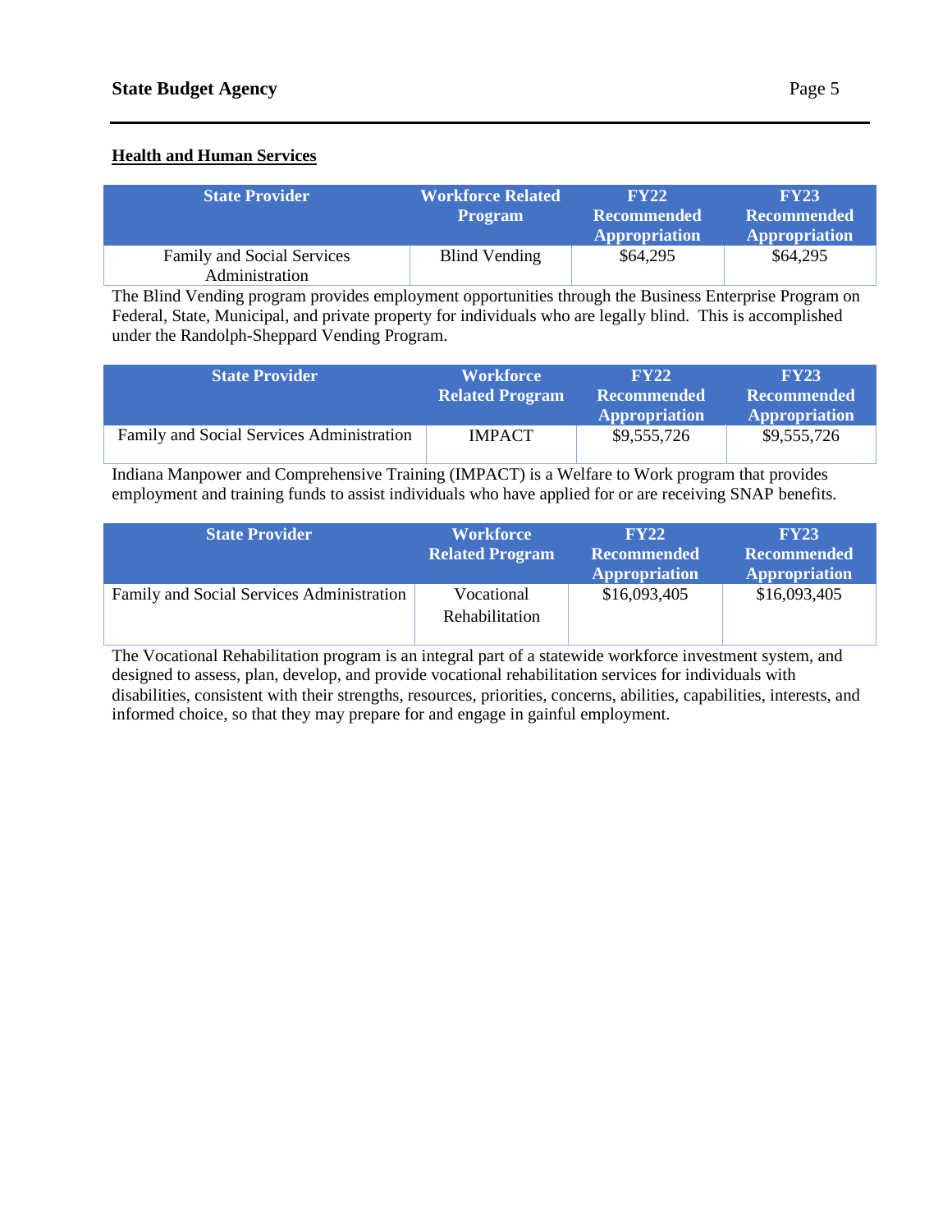**Health and Human Services**

| State Provider | Workforce Related Program | FY22 Recommended Appropriation | FY23 Recommended Appropriation |
|---|---|---|---|
| Family and Social Services Administration | Blind Vending | $64,295 | $64,295 |

The Blind Vending program provides employment opportunities through the Business Enterprise Program on Federal, State, Municipal, and private property for individuals who are legally blind. This is accomplished under the Randolph-Sheppard Vending Program.

| State Provider | Workforce Related Program | FY22 Recommended Appropriation | FY23 Recommended Appropriation |
|---|---|---|---|
| Family and Social Services Administration | IMPACT | $9,555,726 | $9,555,726 |

Indiana Manpower and Comprehensive Training (IMPACT) is a Welfare to Work program that provides employment and training funds to assist individuals who have applied for or are receiving SNAP benefits.

| State Provider | Workforce Related Program | FY22 Recommended Appropriation | FY23 Recommended Appropriation |
|---|---|---|---|
| Family and Social Services Administration | Vocational Rehabilitation | $16,093,405 | $16,093,405 |

The Vocational Rehabilitation program is an integral part of a statewide workforce investment system, and designed to assess, plan, develop, and provide vocational rehabilitation services for individuals with disabilities, consistent with their strengths, resources, priorities, concerns, abilities, capabilities, interests, and informed choice, so that they may prepare for and engage in gainful employment.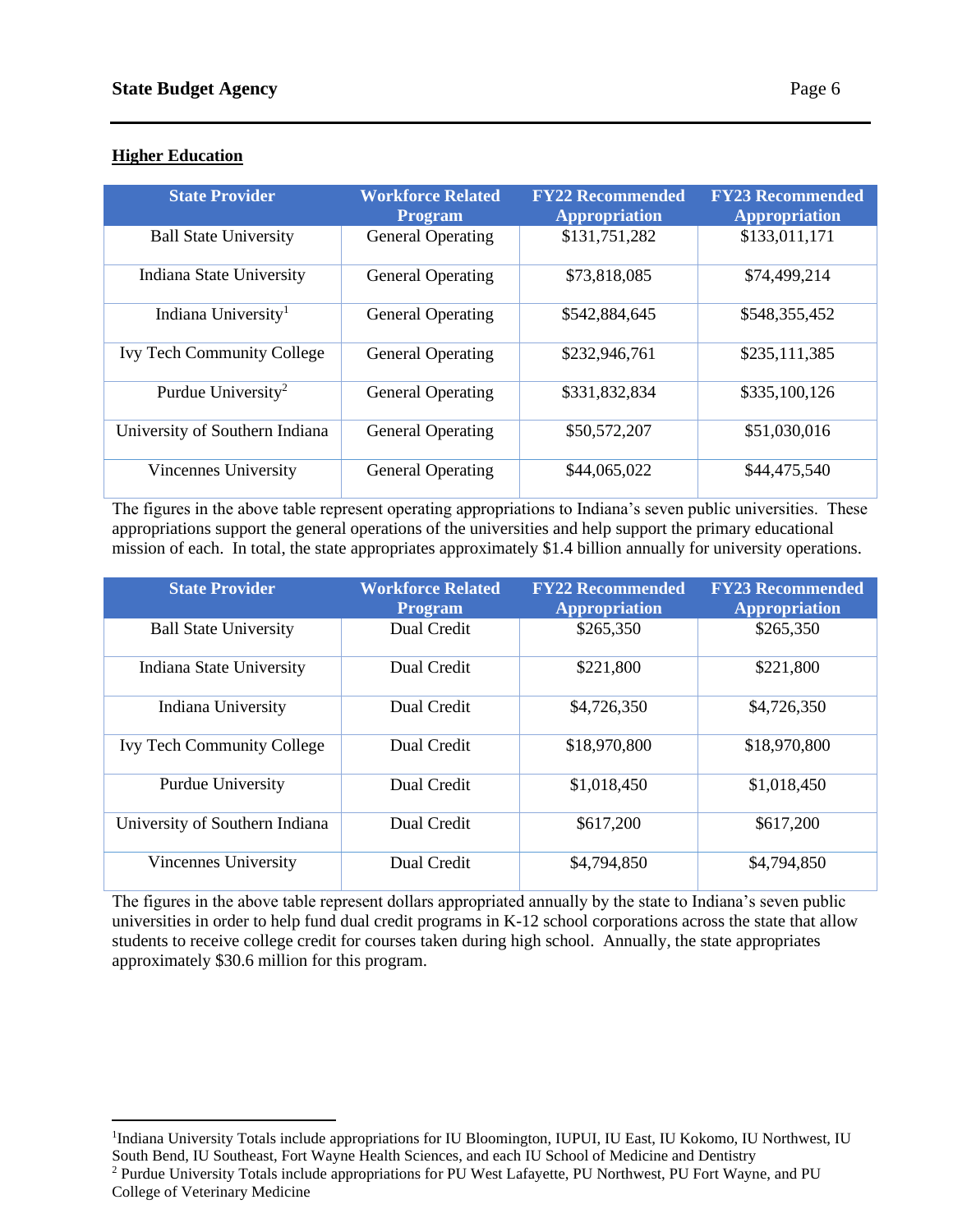## Higher Education

| State Provider | Workforce Related Program | FY22 Recommended Appropriation | FY23 Recommended Appropriation |
|---|---|---|---|
| Ball State University | General Operating | $131,751,282 | $133,011,171 |
| Indiana State University | General Operating | $73,818,085 | $74,499,214 |
| Indiana University[1] | General Operating | $542,884,645 | $548,355,452 |
| Ivy Tech Community College | General Operating | $232,946,761 | $235,111,385 |
| Purdue University[2] | General Operating | $331,832,834 | $335,100,126 |
| University of Southern Indiana | General Operating | $50,572,207 | $51,030,016 |
| Vincennes University | General Operating | $44,065,022 | $44,475,540 |

The figures in the above table represent operating appropriations to Indiana's seven public universities. These appropriations support the general operations of the universities and help support the primary educational mission of each. In total, the state appropriates approximately $1.4 billion annually for university operations.

| State Provider | Workforce Related Program | FY22 Recommended Appropriation | FY23 Recommended Appropriation |
|---|---|---|---|
| Ball State University | Dual Credit | $265,350 | $265,350 |
| Indiana State University | Dual Credit | $221,800 | $221,800 |
| Indiana University | Dual Credit | $4,726,350 | $4,726,350 |
| Ivy Tech Community College | Dual Credit | $18,970,800 | $18,970,800 |
| Purdue University | Dual Credit | $1,018,450 | $1,018,450 |
| University of Southern Indiana | Dual Credit | $617,200 | $617,200 |
| Vincennes University | Dual Credit | $4,794,850 | $4,794,850 |

The figures in the above table represent dollars appropriated annually by the state to Indiana's seven public universities in order to help fund dual credit programs in K-12 school corporations across the state that allow students to receive college credit for courses taken during high school. Annually, the state appropriates approximately $30.6 million for this program.

---

[1] Indiana University Totals include appropriations for IU Bloomington, IUPUI, IU East, IU Kokomo, IU Northwest, IU South Bend, IU Southeast, Fort Wayne Health Sciences, and each IU School of Medicine and Dentistry

[2] Purdue University Totals include appropriations for PU West Lafayette, PU Northwest, PU Fort Wayne, and PU College of Veterinary Medicine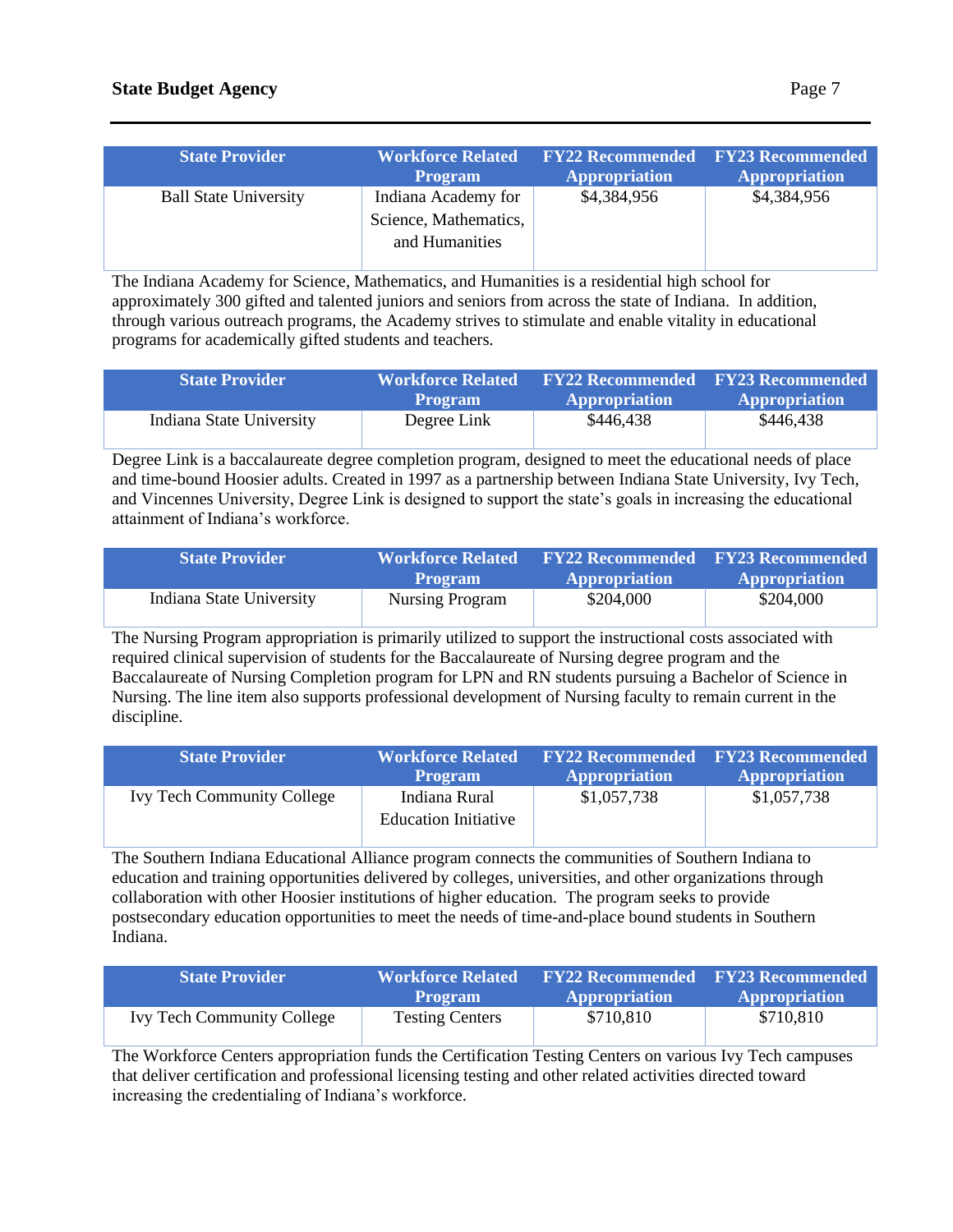| State Provider | Workforce Related Program | FY22 Recommended Appropriation | FY23 Recommended Appropriation |
|---|---|---|---|
| Ball State University | Indiana Academy for Science, Mathematics, and Humanities | $4,384,956 | $4,384,956 |

The Indiana Academy for Science, Mathematics, and Humanities is a residential high school for approximately 300 gifted and talented juniors and seniors from across the state of Indiana. In addition, through various outreach programs, the Academy strives to stimulate and enable vitality in educational programs for academically gifted students and teachers.

| State Provider | Workforce Related Program | FY22 Recommended Appropriation | FY23 Recommended Appropriation |
|---|---|---|---|
| Indiana State University | Degree Link | $446,438 | $446,438 |

Degree Link is a baccalaureate degree completion program, designed to meet the educational needs of place and time-bound Hoosier adults. Created in 1997 as a partnership between Indiana State University, Ivy Tech, and Vincennes University, Degree Link is designed to support the state's goals in increasing the educational attainment of Indiana's workforce.

| State Provider | Workforce Related Program | FY22 Recommended Appropriation | FY23 Recommended Appropriation |
|---|---|---|---|
| Indiana State University | Nursing Program | $204,000 | $204,000 |

The Nursing Program appropriation is primarily utilized to support the instructional costs associated with required clinical supervision of students for the Baccalaureate of Nursing degree program and the Baccalaureate of Nursing Completion program for LPN and RN students pursuing a Bachelor of Science in Nursing. The line item also supports professional development of Nursing faculty to remain current in the discipline.

| State Provider | Workforce Related Program | FY22 Recommended Appropriation | FY23 Recommended Appropriation |
|---|---|---|---|
| Ivy Tech Community College | Indiana Rural Education Initiative | $1,057,738 | $1,057,738 |

The Southern Indiana Educational Alliance program connects the communities of Southern Indiana to education and training opportunities delivered by colleges, universities, and other organizations through collaboration with other Hoosier institutions of higher education. The program seeks to provide postsecondary education opportunities to meet the needs of time-and-place bound students in Southern Indiana.

| State Provider | Workforce Related Program | FY22 Recommended Appropriation | FY23 Recommended Appropriation |
|---|---|---|---|
| Ivy Tech Community College | Testing Centers | $710,810 | $710,810 |

The Workforce Centers appropriation funds the Certification Testing Centers on various Ivy Tech campuses that deliver certification and professional licensing testing and other related activities directed toward increasing the credentialing of Indiana's workforce.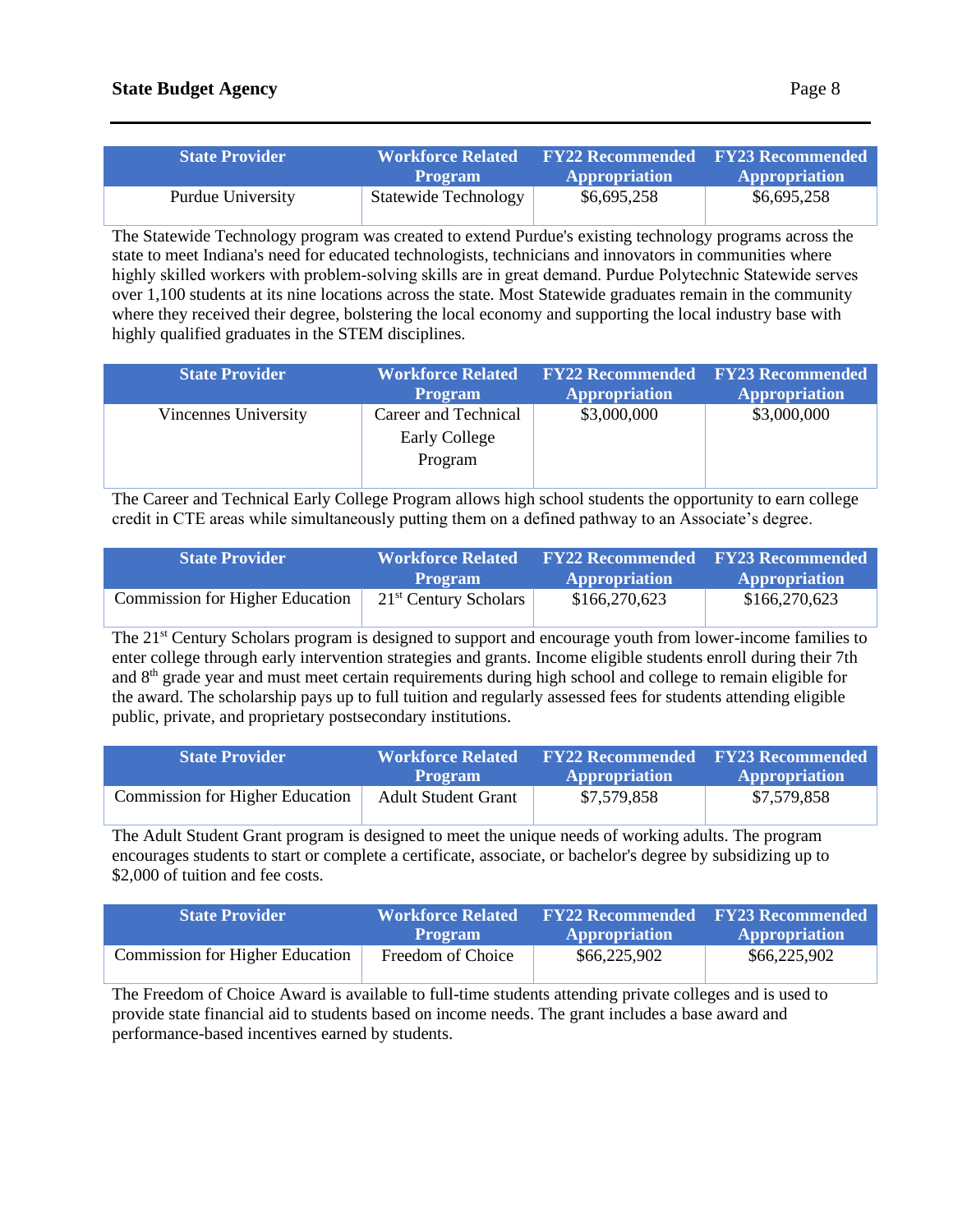| State Provider | Workforce Related Program | FY22 Recommended Appropriation | FY23 Recommended Appropriation |
|---|---|---|---|
| Purdue University | Statewide Technology | $6,695,258 | $6,695,258 |

The Statewide Technology program was created to extend Purdue's existing technology programs across the state to meet Indiana's need for educated technologists, technicians and innovators in communities where highly skilled workers with problem-solving skills are in great demand. Purdue Polytechnic Statewide serves over 1,100 students at its nine locations across the state. Most Statewide graduates remain in the community where they received their degree, bolstering the local economy and supporting the local industry base with highly qualified graduates in the STEM disciplines.

| State Provider | Workforce Related Program | FY22 Recommended Appropriation | FY23 Recommended Appropriation |
|---|---|---|---|
| Vincennes University | Career and Technical Early College Program | $3,000,000 | $3,000,000 |

The Career and Technical Early College Program allows high school students the opportunity to earn college credit in CTE areas while simultaneously putting them on a defined pathway to an Associate's degree.

| State Provider | Workforce Related Program | FY22 Recommended Appropriation | FY23 Recommended Appropriation |
|---|---|---|---|
| Commission for Higher Education | 21st Century Scholars | $166,270,623 | $166,270,623 |

The 21st Century Scholars program is designed to support and encourage youth from lower-income families to enter college through early intervention strategies and grants. Income eligible students enroll during their 7th and 8th grade year and must meet certain requirements during high school and college to remain eligible for the award. The scholarship pays up to full tuition and regularly assessed fees for students attending eligible public, private, and proprietary postsecondary institutions.

| State Provider | Workforce Related Program | FY22 Recommended Appropriation | FY23 Recommended Appropriation |
|---|---|---|---|
| Commission for Higher Education | Adult Student Grant | $7,579,858 | $7,579,858 |

The Adult Student Grant program is designed to meet the unique needs of working adults. The program encourages students to start or complete a certificate, associate, or bachelor's degree by subsidizing up to $2,000 of tuition and fee costs.

| State Provider | Workforce Related Program | FY22 Recommended Appropriation | FY23 Recommended Appropriation |
|---|---|---|---|
| Commission for Higher Education | Freedom of Choice | $66,225,902 | $66,225,902 |

The Freedom of Choice Award is available to full-time students attending private colleges and is used to provide state financial aid to students based on income needs. The grant includes a base award and performance-based incentives earned by students.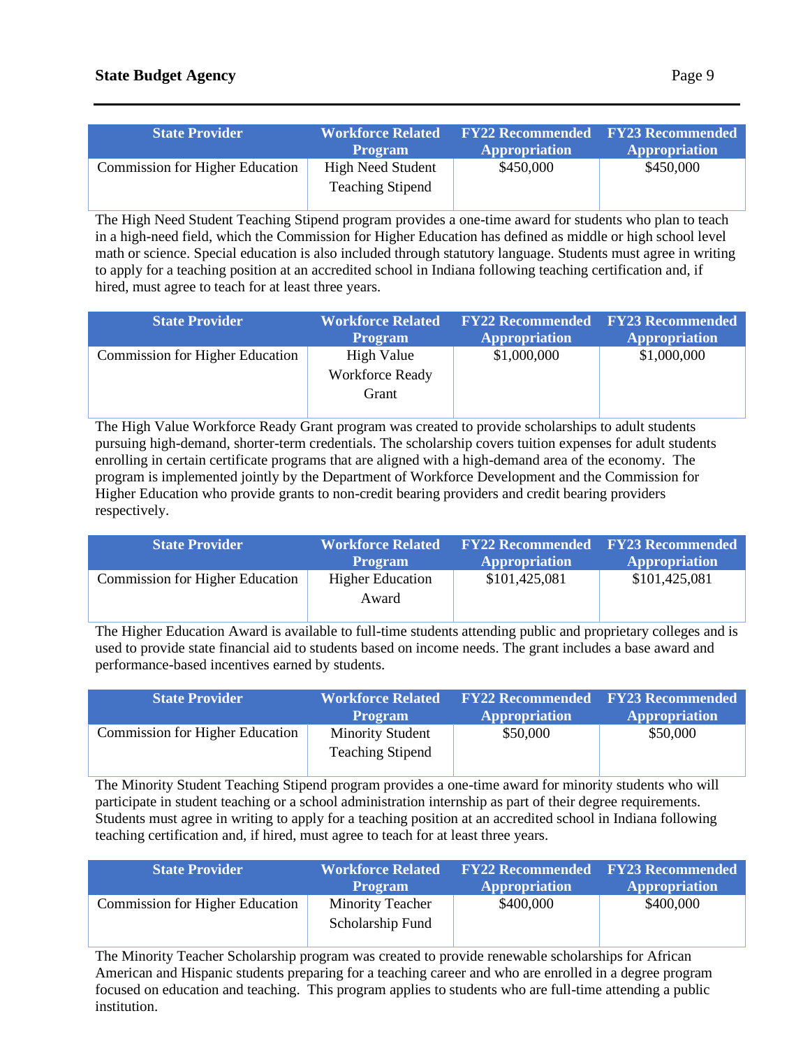| State Provider | Workforce Related Program | FY22 Recommended Appropriation | FY23 Recommended Appropriation |
|---|---|---|---|
| Commission for Higher Education | High Need Student Teaching Stipend | $450,000 | $450,000 |

The High Need Student Teaching Stipend program provides a one-time award for students who plan to teach in a high-need field, which the Commission for Higher Education has defined as middle or high school level math or science. Special education is also included through statutory language. Students must agree in writing to apply for a teaching position at an accredited school in Indiana following teaching certification and, if hired, must agree to teach for at least three years.

| State Provider | Workforce Related Program | FY22 Recommended Appropriation | FY23 Recommended Appropriation |
|---|---|---|---|
| Commission for Higher Education | High Value Workforce Ready Grant | $1,000,000 | $1,000,000 |

The High Value Workforce Ready Grant program was created to provide scholarships to adult students pursuing high-demand, shorter-term credentials. The scholarship covers tuition expenses for adult students enrolling in certain certificate programs that are aligned with a high-demand area of the economy. The program is implemented jointly by the Department of Workforce Development and the Commission for Higher Education who provide grants to non-credit bearing providers and credit bearing providers respectively.

| State Provider | Workforce Related Program | FY22 Recommended Appropriation | FY23 Recommended Appropriation |
|---|---|---|---|
| Commission for Higher Education | Higher Education Award | $101,425,081 | $101,425,081 |

The Higher Education Award is available to full-time students attending public and proprietary colleges and is used to provide state financial aid to students based on income needs. The grant includes a base award and performance-based incentives earned by students.

| State Provider | Workforce Related Program | FY22 Recommended Appropriation | FY23 Recommended Appropriation |
|---|---|---|---|
| Commission for Higher Education | Minority Student Teaching Stipend | $50,000 | $50,000 |

The Minority Student Teaching Stipend program provides a one-time award for minority students who will participate in student teaching or a school administration internship as part of their degree requirements. Students must agree in writing to apply for a teaching position at an accredited school in Indiana following teaching certification and, if hired, must agree to teach for at least three years.

| State Provider | Workforce Related Program | FY22 Recommended Appropriation | FY23 Recommended Appropriation |
|---|---|---|---|
| Commission for Higher Education | Minority Teacher Scholarship Fund | $400,000 | $400,000 |

The Minority Teacher Scholarship program was created to provide renewable scholarships for African American and Hispanic students preparing for a teaching career and who are enrolled in a degree program focused on education and teaching. This program applies to students who are full-time attending a public institution.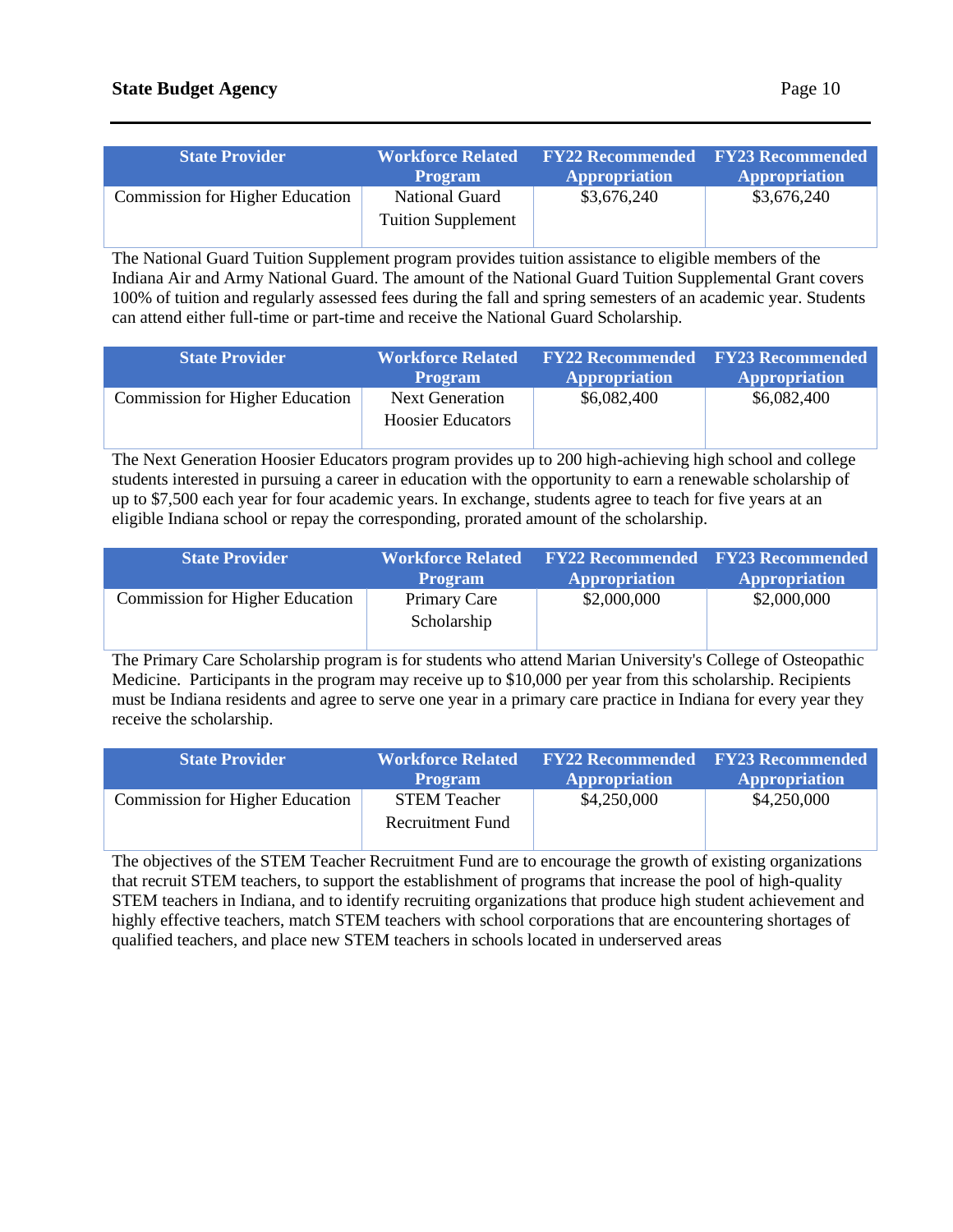| State Provider | Workforce Related Program | FY22 Recommended Appropriation | FY23 Recommended Appropriation |
| --- | --- | --- | --- |
| Commission for Higher Education | National Guard Tuition Supplement | $3,676,240 | $3,676,240 |

The National Guard Tuition Supplement program provides tuition assistance to eligible members of the Indiana Air and Army National Guard. The amount of the National Guard Tuition Supplemental Grant covers 100% of tuition and regularly assessed fees during the fall and spring semesters of an academic year. Students can attend either full-time or part-time and receive the National Guard Scholarship.

| State Provider | Workforce Related Program | FY22 Recommended Appropriation | FY23 Recommended Appropriation |
| --- | --- | --- | --- |
| Commission for Higher Education | Next Generation Hoosier Educators | $6,082,400 | $6,082,400 |

The Next Generation Hoosier Educators program provides up to 200 high-achieving high school and college students interested in pursuing a career in education with the opportunity to earn a renewable scholarship of up to $7,500 each year for four academic years. In exchange, students agree to teach for five years at an eligible Indiana school or repay the corresponding, prorated amount of the scholarship.

| State Provider | Workforce Related Program | FY22 Recommended Appropriation | FY23 Recommended Appropriation |
| --- | --- | --- | --- |
| Commission for Higher Education | Primary Care Scholarship | $2,000,000 | $2,000,000 |

The Primary Care Scholarship program is for students who attend Marian University's College of Osteopathic Medicine. Participants in the program may receive up to $10,000 per year from this scholarship. Recipients must be Indiana residents and agree to serve one year in a primary care practice in Indiana for every year they receive the scholarship.

| State Provider | Workforce Related Program | FY22 Recommended Appropriation | FY23 Recommended Appropriation |
| --- | --- | --- | --- |
| Commission for Higher Education | STEM Teacher Recruitment Fund | $4,250,000 | $4,250,000 |

The objectives of the STEM Teacher Recruitment Fund are to encourage the growth of existing organizations that recruit STEM teachers, to support the establishment of programs that increase the pool of high-quality STEM teachers in Indiana, and to identify recruiting organizations that produce high student achievement and highly effective teachers, match STEM teachers with school corporations that are encountering shortages of qualified teachers, and place new STEM teachers in schools located in underserved areas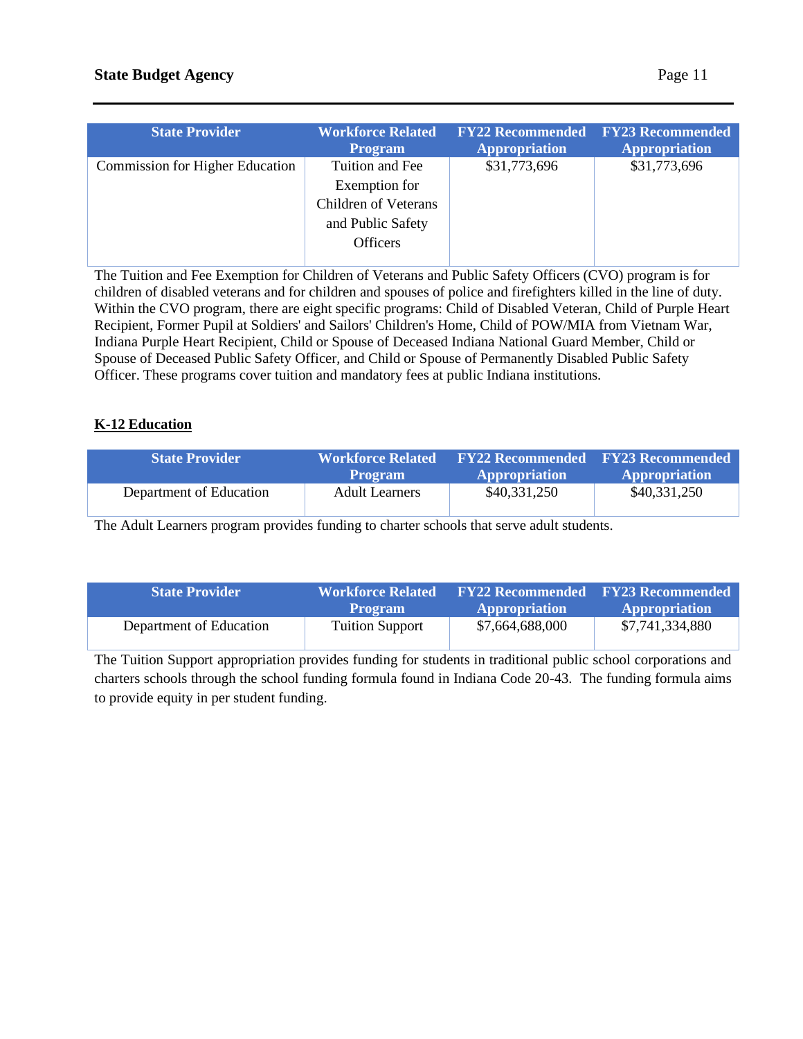| State Provider | Workforce Related Program | FY22 Recommended Appropriation | FY23 Recommended Appropriation |
| --- | --- | --- | --- |
| Commission for Higher Education | Tuition and Fee Exemption for Children of Veterans and Public Safety Officers | $31,773,696 | $31,773,696 |

The Tuition and Fee Exemption for Children of Veterans and Public Safety Officers (CVO) program is for children of disabled veterans and for children and spouses of police and firefighters killed in the line of duty. Within the CVO program, there are eight specific programs: Child of Disabled Veteran, Child of Purple Heart Recipient, Former Pupil at Soldiers' and Sailors' Children's Home, Child of POW/MIA from Vietnam War, Indiana Purple Heart Recipient, Child or Spouse of Deceased Indiana National Guard Member, Child or Spouse of Deceased Public Safety Officer, and Child or Spouse of Permanently Disabled Public Safety Officer. These programs cover tuition and mandatory fees at public Indiana institutions.

## K-12 Education

| State Provider | Workforce Related Program | FY22 Recommended Appropriation | FY23 Recommended Appropriation |
| --- | --- | --- | --- |
| Department of Education | Adult Learners | $40,331,250 | $40,331,250 |

The Adult Learners program provides funding to charter schools that serve adult students.

| State Provider | Workforce Related Program | FY22 Recommended Appropriation | FY23 Recommended Appropriation |
| --- | --- | --- | --- |
| Department of Education | Tuition Support | $7,664,688,000 | $7,741,334,880 |

The Tuition Support appropriation provides funding for students in traditional public school corporations and charters schools through the school funding formula found in Indiana Code 20-43. The funding formula aims to provide equity in per student funding.